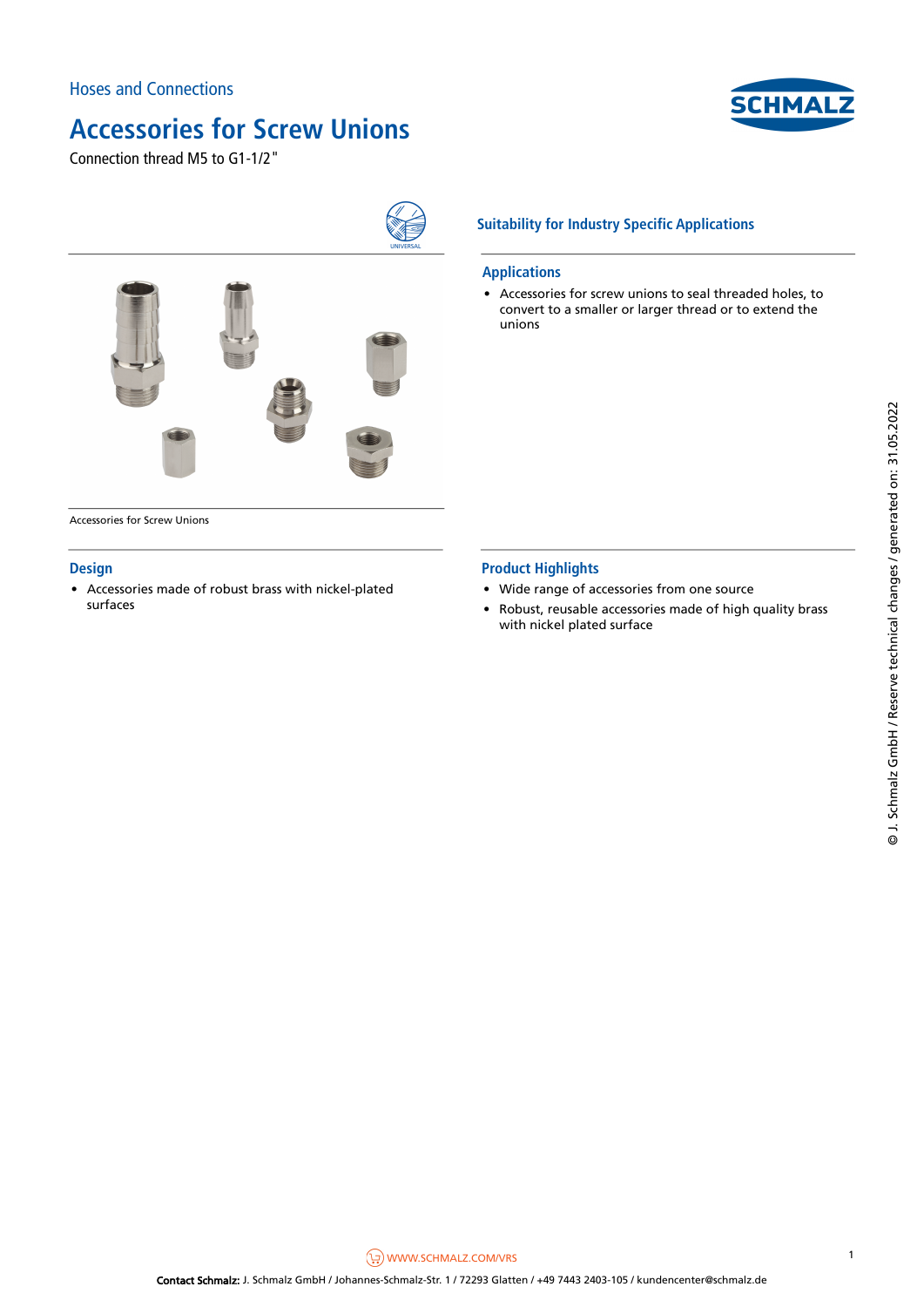Hoses and Connections

# Accessories for Screw Unions

Connection thread M5 to G1-1/2"

Accessories for Screw Unions

## Suitability for Industry Specific Applications

## Applications

- Accessories for screw unions to seal threaded holes, to convert to a smaller or larger thread or to extend the unions

## Design

- Accessories made of robust brass with nickel-plated surfaces

## Product Highlights

- Wide range of accessories from one source
- Robust, reusable accessories made of high quality brass with nickel plated surface

© J. Schmalz GmbH / Reserve technical changes / generated on: 31.05.2022

WWW.SCHMALZ.COM/VRS

**Contact Schmalz:** J. Schmalz GmbH / Johannes-Schmalz-Str. 1 / 72293 Glatten / +49 7443 2403-105 / kundencenter@schmalz.de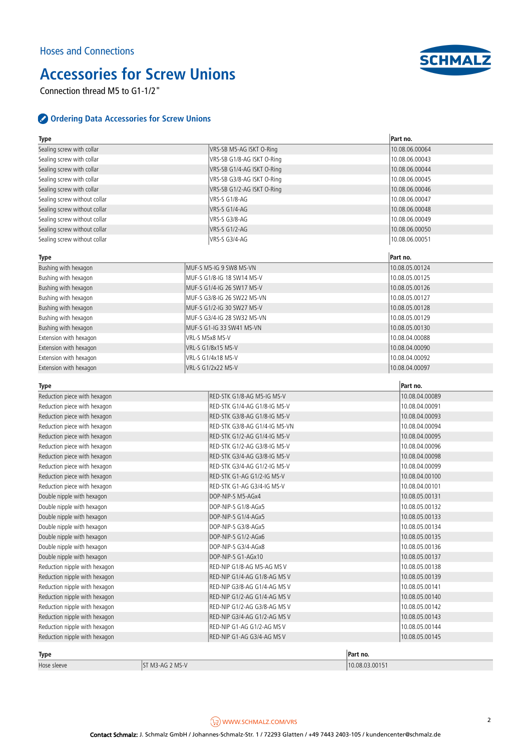Hoses and Connections

# Accessories for Screw Unions

Connection thread M5 to G1-1/2"

## Ordering Data Accessories for Screw Unions

| Type | | Part no. |
|---|---|---|
| Sealing screw with collar | VRS-SB M5-AG ISKT O-Ring | 10.08.06.00064 |
| Sealing screw with collar | VRS-SB G1/8-AG ISKT O-Ring | 10.08.06.00043 |
| Sealing screw with collar | VRS-SB G1/4-AG ISKT O-Ring | 10.08.06.00044 |
| Sealing screw with collar | VRS-SB G3/8-AG ISKT O-Ring | 10.08.06.00045 |
| Sealing screw with collar | VRS-SB G1/2-AG ISKT O-Ring | 10.08.06.00046 |
| Sealing screw without collar | VRS-S G1/8-AG | 10.08.06.00047 |
| Sealing screw without collar | VRS-S G1/4-AG | 10.08.06.00048 |
| Sealing screw without collar | VRS-S G3/8-AG | 10.08.06.00049 |
| Sealing screw without collar | VRS-S G1/2-AG | 10.08.06.00050 |
| Sealing screw without collar | VRS-S G3/4-AG | 10.08.06.00051 |

| Type | | Part no. |
|---|---|---|
| Bushing with hexagon | MUF-S M5-IG 9 SW8 MS-VN | 10.08.05.00124 |
| Bushing with hexagon | MUF-S G1/8-IG 18 SW14 MS-V | 10.08.05.00125 |
| Bushing with hexagon | MUF-S G1/4-IG 26 SW17 MS-V | 10.08.05.00126 |
| Bushing with hexagon | MUF-S G3/8-IG 26 SW22 MS-VN | 10.08.05.00127 |
| Bushing with hexagon | MUF-S G1/2-IG 30 SW27 MS-V | 10.08.05.00128 |
| Bushing with hexagon | MUF-S G3/4-IG 28 SW32 MS-VN | 10.08.05.00129 |
| Bushing with hexagon | MUF-S G1-IG 33 SW41 MS-VN | 10.08.05.00130 |
| Extension with hexagon | VRL-S M5x8 MS-V | 10.08.04.00088 |
| Extension with hexagon | VRL-S G1/8x15 MS-V | 10.08.04.00090 |
| Extension with hexagon | VRL-S G1/4x18 MS-V | 10.08.04.00092 |
| Extension with hexagon | VRL-S G1/2x22 MS-V | 10.08.04.00097 |

| Type | | Part no. |
|---|---|---|
| Reduction piece with hexagon | RED-STK G1/8-AG M5-IG MS-V | 10.08.04.00089 |
| Reduction piece with hexagon | RED-STK G1/4-AG G1/8-IG MS-V | 10.08.04.00091 |
| Reduction piece with hexagon | RED-STK G3/8-AG G1/8-IG MS-V | 10.08.04.00093 |
| Reduction piece with hexagon | RED-STK G3/8-AG G1/4-IG MS-VN | 10.08.04.00094 |
| Reduction piece with hexagon | RED-STK G1/2-AG G1/4-IG MS-V | 10.08.04.00095 |
| Reduction piece with hexagon | RED-STK G1/2-AG G3/8-IG MS-V | 10.08.04.00096 |
| Reduction piece with hexagon | RED-STK G3/4-AG G3/8-IG MS-V | 10.08.04.00098 |
| Reduction piece with hexagon | RED-STK G3/4-AG G1/2-IG MS-V | 10.08.04.00099 |
| Reduction piece with hexagon | RED-STK G1-AG G1/2-IG MS-V | 10.08.04.00100 |
| Reduction piece with hexagon | RED-STK G1-AG G3/4-IG MS-V | 10.08.04.00101 |
| Double nipple with hexagon | DOP-NIP-S M5-AGx4 | 10.08.05.00131 |
| Double nipple with hexagon | DOP-NIP-S G1/8-AGx5 | 10.08.05.00132 |
| Double nipple with hexagon | DOP-NIP-S G1/4-AGx5 | 10.08.05.00133 |
| Double nipple with hexagon | DOP-NIP-S G3/8-AGx5 | 10.08.05.00134 |
| Double nipple with hexagon | DOP-NIP-S G1/2-AGx6 | 10.08.05.00135 |
| Double nipple with hexagon | DOP-NIP-S G3/4-AGx8 | 10.08.05.00136 |
| Double nipple with hexagon | DOP-NIP-S G1-AGx10 | 10.08.05.00137 |
| Reduction nipple with hexagon | RED-NIP G1/8-AG M5-AG MS V | 10.08.05.00138 |
| Reduction nipple with hexagon | RED-NIP G1/4-AG G1/8-AG MS V | 10.08.05.00139 |
| Reduction nipple with hexagon | RED-NIP G3/8-AG G1/4-AG MS V | 10.08.05.00141 |
| Reduction nipple with hexagon | RED-NIP G1/2-AG G1/4-AG MS V | 10.08.05.00140 |
| Reduction nipple with hexagon | RED-NIP G1/2-AG G3/8-AG MS V | 10.08.05.00142 |
| Reduction nipple with hexagon | RED-NIP G3/4-AG G1/2-AG MS V | 10.08.05.00143 |
| Reduction nipple with hexagon | RED-NIP G1-AG G1/2-AG MS V | 10.08.05.00144 |
| Reduction nipple with hexagon | RED-NIP G1-AG G3/4-AG MS V | 10.08.05.00145 |

| Type | | Part no. |
|---|---|---|
| Hose sleeve | ST M3-AG 2 MS-V | 10.08.03.00151 |

WWW.SCHMALZ.COM/VRS

**Contact Schmalz:** J. Schmalz GmbH / Johannes-Schmalz-Str. 1 / 72293 Glatten / +49 7443 2403-105 / kundencenter@schmalz.de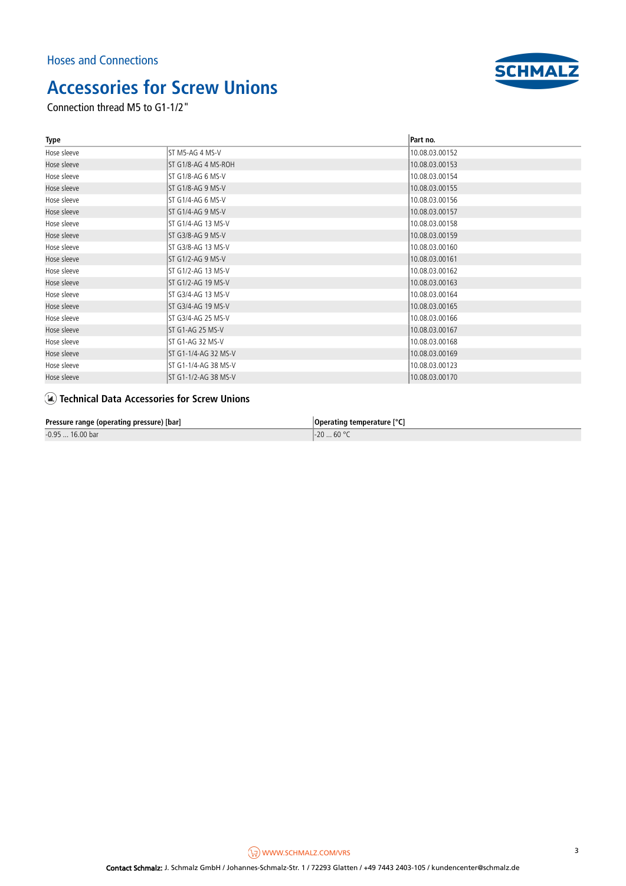Hoses and Connections

# Accessories for Screw Unions

Connection thread M5 to G1-1/2"

| Type | | Part no. |
|---|---|---|
| Hose sleeve | ST M5-AG 4 MS-V | 10.08.03.00152 |
| Hose sleeve | ST G1/8-AG 4 MS-ROH | 10.08.03.00153 |
| Hose sleeve | ST G1/8-AG 6 MS-V | 10.08.03.00154 |
| Hose sleeve | ST G1/8-AG 9 MS-V | 10.08.03.00155 |
| Hose sleeve | ST G1/4-AG 6 MS-V | 10.08.03.00156 |
| Hose sleeve | ST G1/4-AG 9 MS-V | 10.08.03.00157 |
| Hose sleeve | ST G1/4-AG 13 MS-V | 10.08.03.00158 |
| Hose sleeve | ST G3/8-AG 9 MS-V | 10.08.03.00159 |
| Hose sleeve | ST G3/8-AG 13 MS-V | 10.08.03.00160 |
| Hose sleeve | ST G1/2-AG 9 MS-V | 10.08.03.00161 |
| Hose sleeve | ST G1/2-AG 13 MS-V | 10.08.03.00162 |
| Hose sleeve | ST G1/2-AG 19 MS-V | 10.08.03.00163 |
| Hose sleeve | ST G3/4-AG 13 MS-V | 10.08.03.00164 |
| Hose sleeve | ST G3/4-AG 19 MS-V | 10.08.03.00165 |
| Hose sleeve | ST G3/4-AG 25 MS-V | 10.08.03.00166 |
| Hose sleeve | ST G1-AG 25 MS-V | 10.08.03.00167 |
| Hose sleeve | ST G1-AG 32 MS-V | 10.08.03.00168 |
| Hose sleeve | ST G1-1/4-AG 32 MS-V | 10.08.03.00169 |
| Hose sleeve | ST G1-1/4-AG 38 MS-V | 10.08.03.00123 |
| Hose sleeve | ST G1-1/2-AG 38 MS-V | 10.08.03.00170 |

## Technical Data Accessories for Screw Unions

| Pressure range (operating pressure) [bar] | Operating temperature [°C] |
|---|---|
| -0.95 ... 16.00 bar | -20 ... 60 °C |

WWW.SCHMALZ.COM/VRS

**Contact Schmalz:** J. Schmalz GmbH / Johannes-Schmalz-Str. 1 / 72293 Glatten / +49 7443 2403-105 / kundencenter@schmalz.de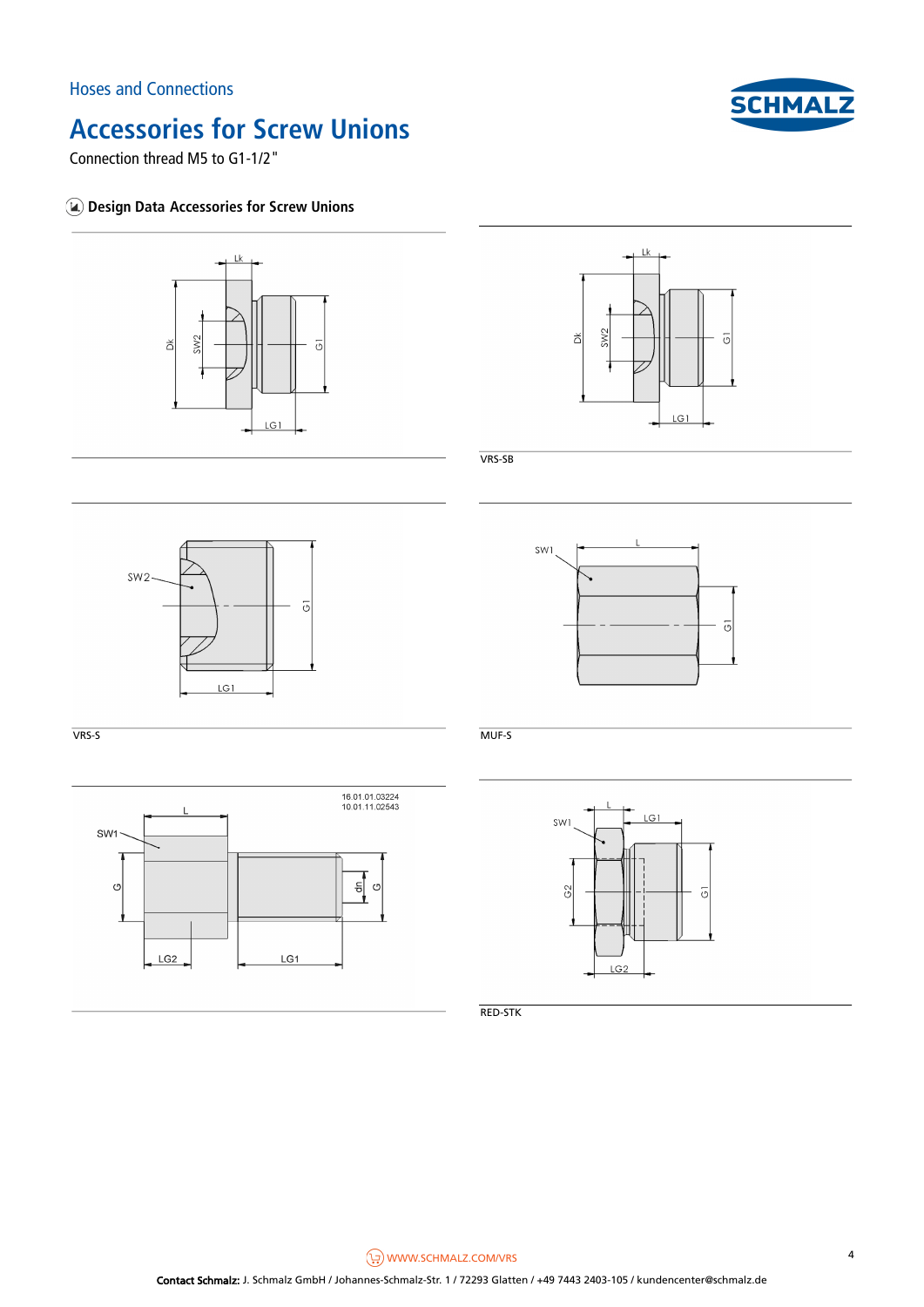Hoses and Connections

# Accessories for Screw Unions

Connection thread M5 to G1-1/2"

## Design Data Accessories for Screw Unions

VRS-SB

VRS-S

MUF-S

16.01.01.03224
10.01.11.02543

RED-STK

WWW.SCHMALZ.COM/VRS

**Contact Schmalz:** J. Schmalz GmbH / Johannes-Schmalz-Str. 1 / 72293 Glatten / +49 7443 2403-105 / kundencenter@schmalz.de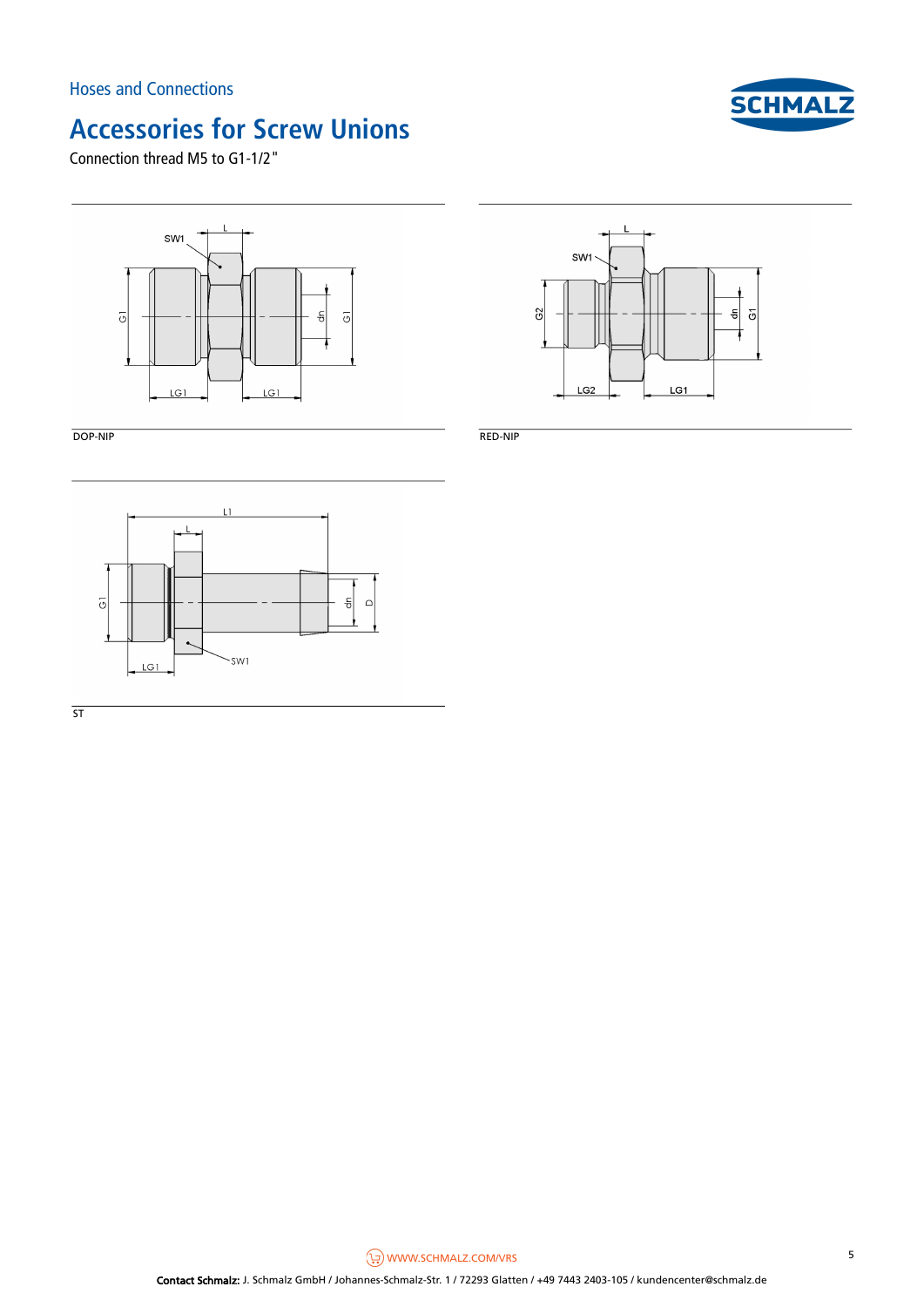Hoses and Connections

# Accessories for Screw Unions

Connection thread M5 to G1-1/2"

DOP-NIP

RED-NIP

ST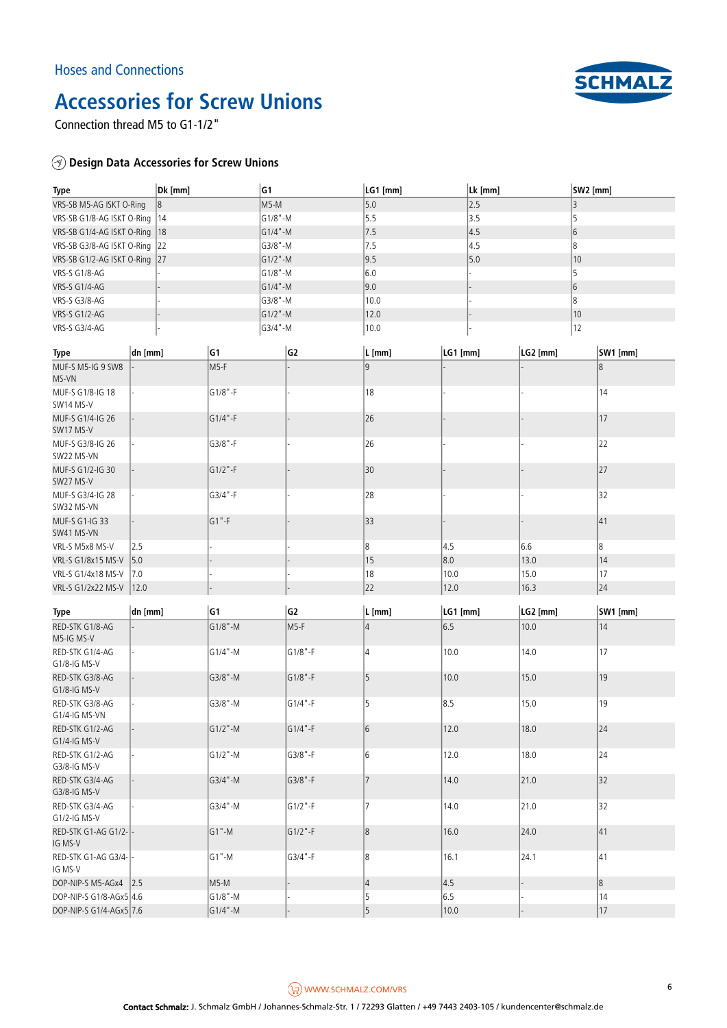Hoses and Connections

# Accessories for Screw Unions

Connection thread M5 to G1-1/2"

## Design Data Accessories for Screw Unions

| Type | Dk [mm] | G1 | LG1 [mm] | Lk [mm] | SW2 [mm] |
|---|---|---|---|---|---|
| VRS-SB M5-AG ISKT O-Ring | 8 | M5-M | 5.0 | 2.5 | 3 |
| VRS-SB G1/8-AG ISKT O-Ring | 14 | G1/8"-M | 5.5 | 3.5 | 5 |
| VRS-SB G1/4-AG ISKT O-Ring | 18 | G1/4"-M | 7.5 | 4.5 | 6 |
| VRS-SB G3/8-AG ISKT O-Ring | 22 | G3/8"-M | 7.5 | 4.5 | 8 |
| VRS-SB G1/2-AG ISKT O-Ring | 27 | G1/2"-M | 9.5 | 5.0 | 10 |
| VRS-S G1/8-AG | - | G1/8"-M | 6.0 | - | 5 |
| VRS-S G1/4-AG | - | G1/4"-M | 9.0 | - | 6 |
| VRS-S G3/8-AG | - | G3/8"-M | 10.0 | - | 8 |
| VRS-S G1/2-AG | - | G1/2"-M | 12.0 | - | 10 |
| VRS-S G3/4-AG | - | G3/4"-M | 10.0 | - | 12 |

| Type | dn [mm] | G1 | G2 | L [mm] | LG1 [mm] | LG2 [mm] | SW1 [mm] |
|---|---|---|---|---|---|---|---|
| MUF-S M5-IG 9 SW8 MS-VN | - | M5-F | - | 9 | - | - | 8 |
| MUF-S G1/8-IG 18 SW14 MS-V | - | G1/8"-F | - | 18 | - | - | 14 |
| MUF-S G1/4-IG 26 SW17 MS-V | - | G1/4"-F | - | 26 | - | - | 17 |
| MUF-S G3/8-IG 26 SW22 MS-VN | - | G3/8"-F | - | 26 | - | - | 22 |
| MUF-S G1/2-IG 30 SW27 MS-V | - | G1/2"-F | - | 30 | - | - | 27 |
| MUF-S G3/4-IG 28 SW32 MS-VN | - | G3/4"-F | - | 28 | - | - | 32 |
| MUF-S G1-IG 33 SW41 MS-VN | - | G1"-F | - | 33 | - | - | 41 |
| VRL-S M5x8 MS-V | 2.5 | - | - | 8 | 4.5 | 6.6 | 8 |
| VRL-S G1/8x15 MS-V | 5.0 | - | - | 15 | 8.0 | 13.0 | 14 |
| VRL-S G1/4x18 MS-V | 7.0 | - | - | 18 | 10.0 | 15.0 | 17 |
| VRL-S G1/2x22 MS-V | 12.0 | - | - | 22 | 12.0 | 16.3 | 24 |

| Type | dn [mm] | G1 | G2 | L [mm] | LG1 [mm] | LG2 [mm] | SW1 [mm] |
|---|---|---|---|---|---|---|---|
| RED-STK G1/8-AG M5-IG MS-V | - | G1/8"-M | M5-F | 4 | 6.5 | 10.0 | 14 |
| RED-STK G1/4-AG G1/8-IG MS-V | - | G1/4"-M | G1/8"-F | 4 | 10.0 | 14.0 | 17 |
| RED-STK G3/8-AG G1/8-IG MS-V | - | G3/8"-M | G1/8"-F | 5 | 10.0 | 15.0 | 19 |
| RED-STK G3/8-AG G1/4-IG MS-VN | - | G3/8"-M | G1/4"-F | 5 | 8.5 | 15.0 | 19 |
| RED-STK G1/2-AG G1/4-IG MS-V | - | G1/2"-M | G1/4"-F | 6 | 12.0 | 18.0 | 24 |
| RED-STK G1/2-AG G3/8-IG MS-V | - | G1/2"-M | G3/8"-F | 6 | 12.0 | 18.0 | 24 |
| RED-STK G3/4-AG G3/8-IG MS-V | - | G3/4"-M | G3/8"-F | 7 | 14.0 | 21.0 | 32 |
| RED-STK G3/4-AG G1/2-IG MS-V | - | G3/4"-M | G1/2"-F | 7 | 14.0 | 21.0 | 32 |
| RED-STK G1-AG G1/2-IG MS-V | - | G1"-M | G1/2"-F | 8 | 16.0 | 24.0 | 41 |
| RED-STK G1-AG G3/4-IG MS-V | - | G1"-M | G3/4"-F | 8 | 16.1 | 24.1 | 41 |
| DOP-NIP-S M5-AGx4 | 2.5 | M5-M | - | 4 | 4.5 | - | 8 |
| DOP-NIP-S G1/8-AGx5 | 4.6 | G1/8"-M | - | 5 | 6.5 | - | 14 |
| DOP-NIP-S G1/4-AGx5 | 7.6 | G1/4"-M | - | 5 | 10.0 | - | 17 |

WWW.SCHMALZ.COM/VRS

**Contact Schmalz:** J. Schmalz GmbH / Johannes-Schmalz-Str. 1 / 72293 Glatten / +49 7443 2403-105 / kundencenter@schmalz.de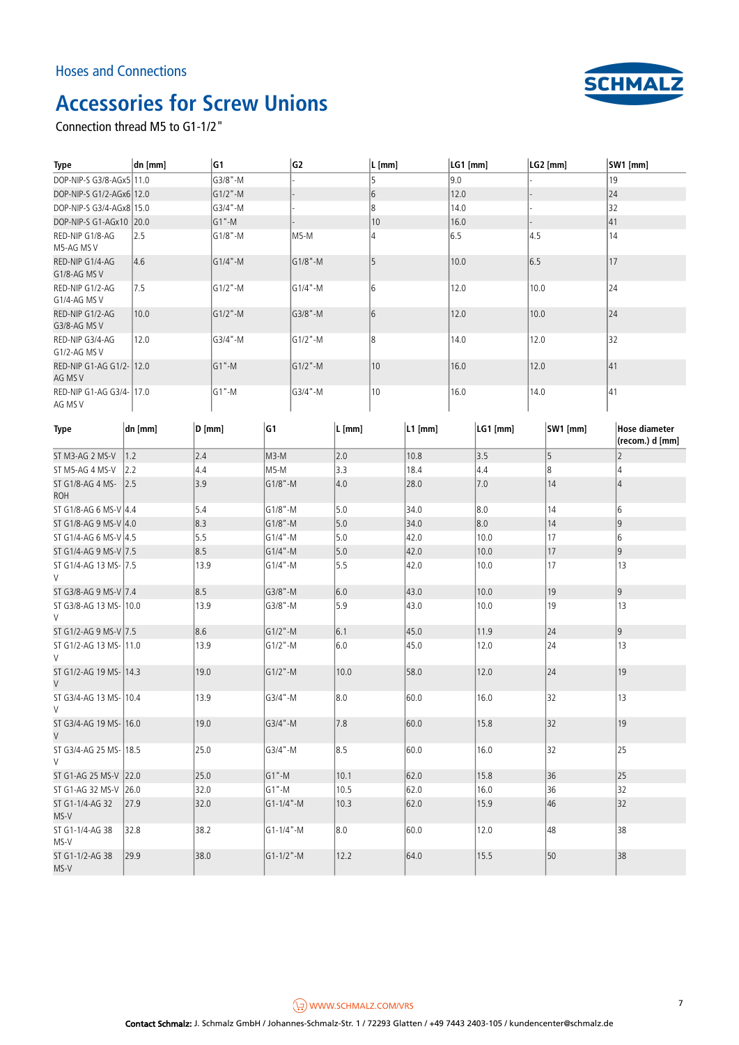Hoses and Connections

# Accessories for Screw Unions

Connection thread M5 to G1-1/2"

| Type | dn [mm] | G1 | G2 | L [mm] | LG1 [mm] | LG2 [mm] | SW1 [mm] |
|---|---|---|---|---|---|---|---|
| DOP-NIP-S G3/8-AGx5 | 11.0 | G3/8"-M | - | 5 | 9.0 | - | 19 |
| DOP-NIP-S G1/2-AGx6 | 12.0 | G1/2"-M | - | 6 | 12.0 | - | 24 |
| DOP-NIP-S G3/4-AGx8 | 15.0 | G3/4"-M | - | 8 | 14.0 | - | 32 |
| DOP-NIP-S G1-AGx10 | 20.0 | G1"-M | - | 10 | 16.0 | - | 41 |
| RED-NIP G1/8-AG M5-AG MS V | 2.5 | G1/8"-M | M5-M | 4 | 6.5 | 4.5 | 14 |
| RED-NIP G1/4-AG G1/8-AG MS V | 4.6 | G1/4"-M | G1/8"-M | 5 | 10.0 | 6.5 | 17 |
| RED-NIP G1/2-AG G1/4-AG MS V | 7.5 | G1/2"-M | G1/4"-M | 6 | 12.0 | 10.0 | 24 |
| RED-NIP G1/2-AG G3/8-AG MS V | 10.0 | G1/2"-M | G3/8"-M | 6 | 12.0 | 10.0 | 24 |
| RED-NIP G3/4-AG G1/2-AG MS V | 12.0 | G3/4"-M | G1/2"-M | 8 | 14.0 | 12.0 | 32 |
| RED-NIP G1-AG G1/2-AG MS V | 12.0 | G1"-M | G1/2"-M | 10 | 16.0 | 12.0 | 41 |
| RED-NIP G1-AG G3/4-AG MS V | 17.0 | G1"-M | G3/4"-M | 10 | 16.0 | 14.0 | 41 |

| Type | dn [mm] | D [mm] | G1 | L [mm] | L1 [mm] | LG1 [mm] | SW1 [mm] | Hose diameter (recom.) d [mm] |
|---|---|---|---|---|---|---|---|---|
| ST M3-AG 2 MS-V | 1.2 | 2.4 | M3-M | 2.0 | 10.8 | 3.5 | 5 | 2 |
| ST M5-AG 4 MS-V | 2.2 | 4.4 | M5-M | 3.3 | 18.4 | 4.4 | 8 | 4 |
| ST G1/8-AG 4 MS-ROH | 2.5 | 3.9 | G1/8"-M | 4.0 | 28.0 | 7.0 | 14 | 4 |
| ST G1/8-AG 6 MS-V | 4.4 | 5.4 | G1/8"-M | 5.0 | 34.0 | 8.0 | 14 | 6 |
| ST G1/8-AG 9 MS-V | 4.0 | 8.3 | G1/8"-M | 5.0 | 34.0 | 8.0 | 14 | 9 |
| ST G1/4-AG 6 MS-V | 4.5 | 5.5 | G1/4"-M | 5.0 | 42.0 | 10.0 | 17 | 6 |
| ST G1/4-AG 9 MS-V | 7.5 | 8.5 | G1/4"-M | 5.0 | 42.0 | 10.0 | 17 | 9 |
| ST G1/4-AG 13 MS-V | 7.5 | 13.9 | G1/4"-M | 5.5 | 42.0 | 10.0 | 17 | 13 |
| ST G3/8-AG 9 MS-V | 7.4 | 8.5 | G3/8"-M | 6.0 | 43.0 | 10.0 | 19 | 9 |
| ST G3/8-AG 13 MS-V | 10.0 | 13.9 | G3/8"-M | 5.9 | 43.0 | 10.0 | 19 | 13 |
| ST G1/2-AG 9 MS-V | 7.5 | 8.6 | G1/2"-M | 6.1 | 45.0 | 11.9 | 24 | 9 |
| ST G1/2-AG 13 MS-V | 11.0 | 13.9 | G1/2"-M | 6.0 | 45.0 | 12.0 | 24 | 13 |
| ST G1/2-AG 19 MS-V | 14.3 | 19.0 | G1/2"-M | 10.0 | 58.0 | 12.0 | 24 | 19 |
| ST G3/4-AG 13 MS-V | 10.4 | 13.9 | G3/4"-M | 8.0 | 60.0 | 16.0 | 32 | 13 |
| ST G3/4-AG 19 MS-V | 16.0 | 19.0 | G3/4"-M | 7.8 | 60.0 | 15.8 | 32 | 19 |
| ST G3/4-AG 25 MS-V | 18.5 | 25.0 | G3/4"-M | 8.5 | 60.0 | 16.0 | 32 | 25 |
| ST G1-AG 25 MS-V | 22.0 | 25.0 | G1"-M | 10.1 | 62.0 | 15.8 | 36 | 25 |
| ST G1-AG 32 MS-V | 26.0 | 32.0 | G1"-M | 10.5 | 62.0 | 16.0 | 36 | 32 |
| ST G1-1/4-AG 32 MS-V | 27.9 | 32.0 | G1-1/4"-M | 10.3 | 62.0 | 15.9 | 46 | 32 |
| ST G1-1/4-AG 38 MS-V | 32.8 | 38.2 | G1-1/4"-M | 8.0 | 60.0 | 12.0 | 48 | 38 |
| ST G1-1/2-AG 38 MS-V | 29.9 | 38.0 | G1-1/2"-M | 12.2 | 64.0 | 15.5 | 50 | 38 |

WWW.SCHMALZ.COM/VRS

**Contact Schmalz:** J. Schmalz GmbH / Johannes-Schmalz-Str. 1 / 72293 Glatten / +49 7443 2403-105 / kundencenter@schmalz.de